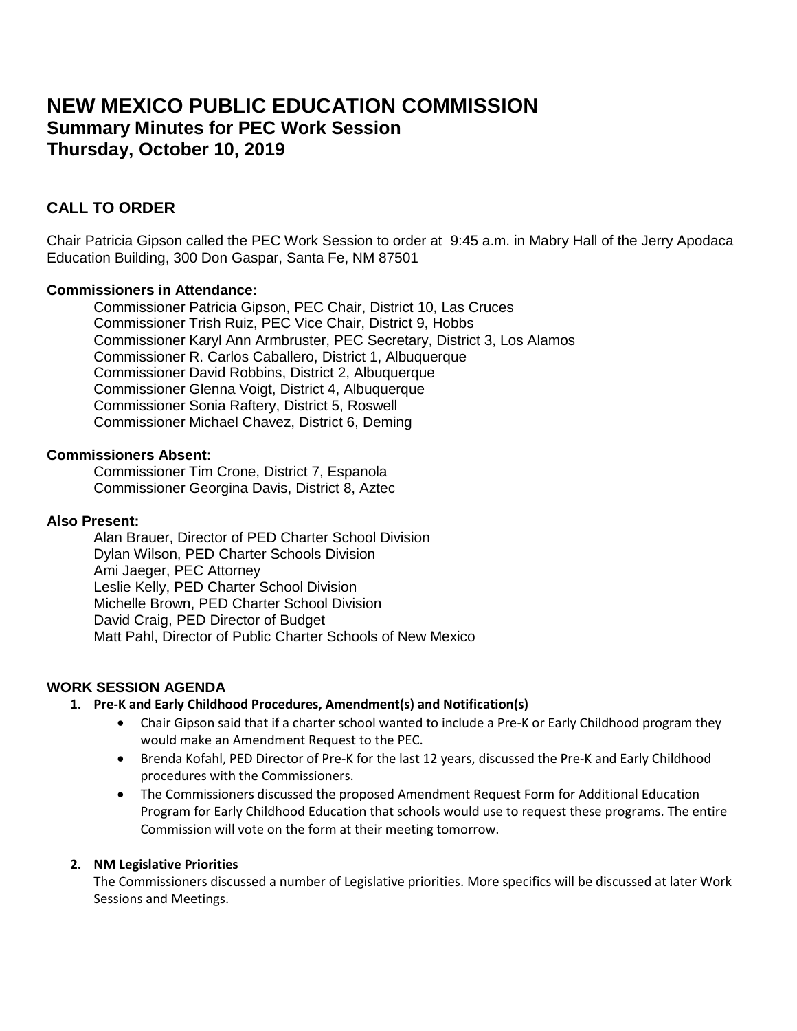# NEW MEXICO PUBLIC EDUCATION COMMISSION

## Summary Minutes for PEC Work Session

## Thursday, October 10, 2019

### CALL TO ORDER

Chair Patricia Gipson called the PEC Work Session to order at 9:45 a.m. in Mabry Hall of the Jerry Apodaca Education Building, 300 Don Gaspar, Santa Fe, NM 87501

**Commissioners in Attendance:**

Commissioner Patricia Gipson, PEC Chair, District 10, Las Cruces
Commissioner Trish Ruiz, PEC Vice Chair, District 9, Hobbs
Commissioner Karyl Ann Armbruster, PEC Secretary, District 3, Los Alamos
Commissioner R. Carlos Caballero, District 1, Albuquerque
Commissioner David Robbins, District 2, Albuquerque
Commissioner Glenna Voigt, District 4, Albuquerque
Commissioner Sonia Raftery, District 5, Roswell
Commissioner Michael Chavez, District 6, Deming

**Commissioners Absent:**

Commissioner Tim Crone, District 7, Espanola
Commissioner Georgina Davis, District 8, Aztec

**Also Present:**

Alan Brauer, Director of PED Charter School Division
Dylan Wilson, PED Charter Schools Division
Ami Jaeger, PEC Attorney
Leslie Kelly, PED Charter School Division
Michelle Brown, PED Charter School Division
David Craig, PED Director of Budget
Matt Pahl, Director of Public Charter Schools of New Mexico

### WORK SESSION AGENDA

1. **Pre-K and Early Childhood Procedures, Amendment(s) and Notification(s)**
   - Chair Gipson said that if a charter school wanted to include a Pre-K or Early Childhood program they would make an Amendment Request to the PEC.
   - Brenda Kofahl, PED Director of Pre-K for the last 12 years, discussed the Pre-K and Early Childhood procedures with the Commissioners.
   - The Commissioners discussed the proposed Amendment Request Form for Additional Education Program for Early Childhood Education that schools would use to request these programs. The entire Commission will vote on the form at their meeting tomorrow.

2. **NM Legislative Priorities**

   The Commissioners discussed a number of Legislative priorities. More specifics will be discussed at later Work Sessions and Meetings.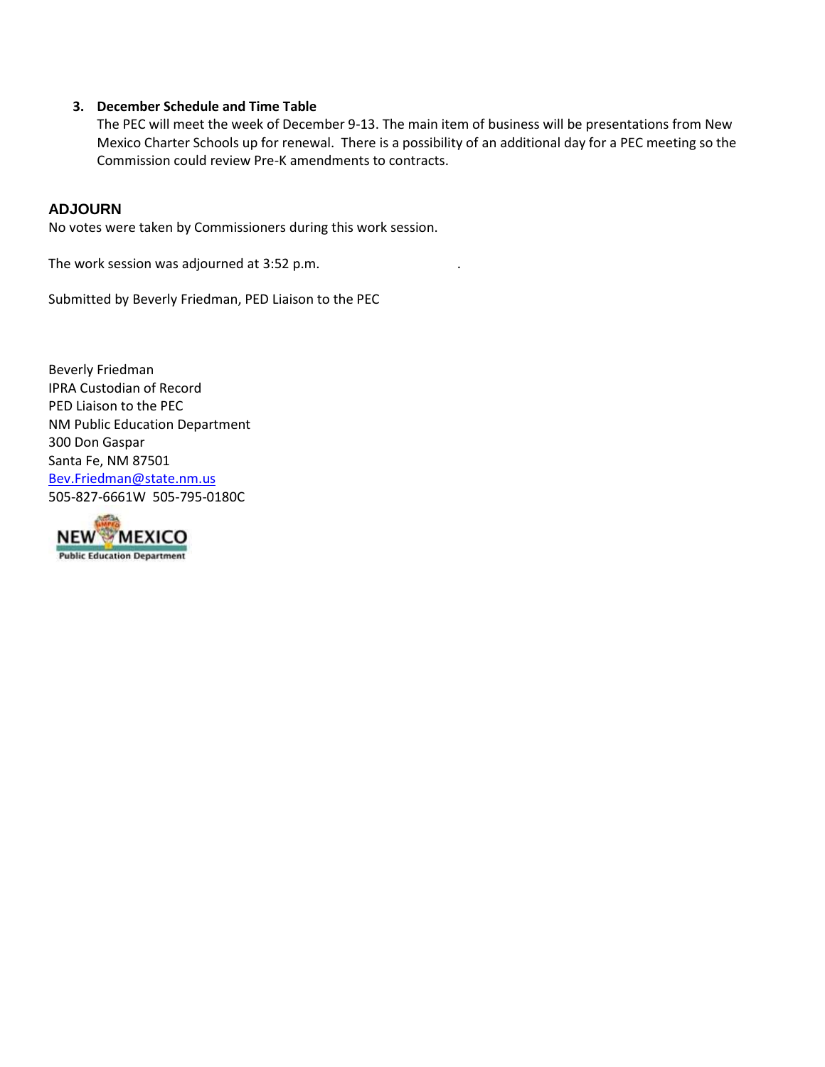3. **December Schedule and Time Table**
   The PEC will meet the week of December 9-13. The main item of business will be presentations from New Mexico Charter Schools up for renewal. There is a possibility of an additional day for a PEC meeting so the Commission could review Pre-K amendments to contracts.

## ADJOURN

No votes were taken by Commissioners during this work session.

The work session was adjourned at 3:52 p.m.

Submitted by Beverly Friedman, PED Liaison to the PEC

Beverly Friedman
IPRA Custodian of Record
PED Liaison to the PEC
NM Public Education Department
300 Don Gaspar
Santa Fe, NM 87501
Bev.Friedman@state.nm.us
505-827-6661W 505-795-0180C

NEW MEXICO
Public Education Department